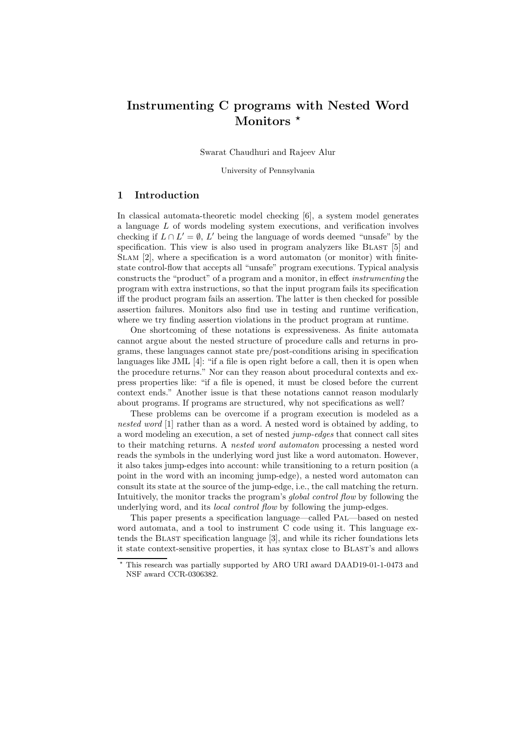# Instrumenting C programs with Nested Word Monitors *

Swarat Chaudhuri and Rajeev Alur

University of Pennsylvania

## 1 Introduction

In classical automata-theoretic model checking [6], a system model generates a language $L$ of words modeling system executions, and verification involves checking if $L \cap L' = \emptyset$, $L'$ being the language of words deemed "unsafe" by the specification. This view is also used in program analyzers like Blast [5] and Slam [2], where a specification is a word automaton (or monitor) with finite-state control-flow that accepts all "unsafe" program executions. Typical analysis constructs the "product" of a program and a monitor, in effect *instrumenting* the program with extra instructions, so that the input program fails its specification iff the product program fails an assertion. The latter is then checked for possible assertion failures. Monitors also find use in testing and runtime verification, where we try finding assertion violations in the product program at runtime.

One shortcoming of these notations is expressiveness. As finite automata cannot argue about the nested structure of procedure calls and returns in programs, these languages cannot state pre/post-conditions arising in specification languages like JML [4]: "if a file is open right before a call, then it is open when the procedure returns." Nor can they reason about procedural contexts and express properties like: "if a file is opened, it must be closed before the current context ends." Another issue is that these notations cannot reason modularly about programs. If programs are structured, why not specifications as well?

These problems can be overcome if a program execution is modeled as a *nested word* [1] rather than as a word. A nested word is obtained by adding, to a word modeling an execution, a set of nested *jump-edges* that connect call sites to their matching returns. A *nested word automaton* processing a nested word reads the symbols in the underlying word just like a word automaton. However, it also takes jump-edges into account: while transitioning to a return position (a point in the word with an incoming jump-edge), a nested word automaton can consult its state at the source of the jump-edge, i.e., the call matching the return. Intuitively, the monitor tracks the program's *global control flow* by following the underlying word, and its *local control flow* by following the jump-edges.

This paper presents a specification language—called Pal—based on nested word automata, and a tool to instrument C code using it. This language extends the Blast specification language [3], and while its richer foundations lets it state context-sensitive properties, it has syntax close to Blast's and allows

* This research was partially supported by ARO URI award DAAD19-01-1-0473 and NSF award CCR-0306382.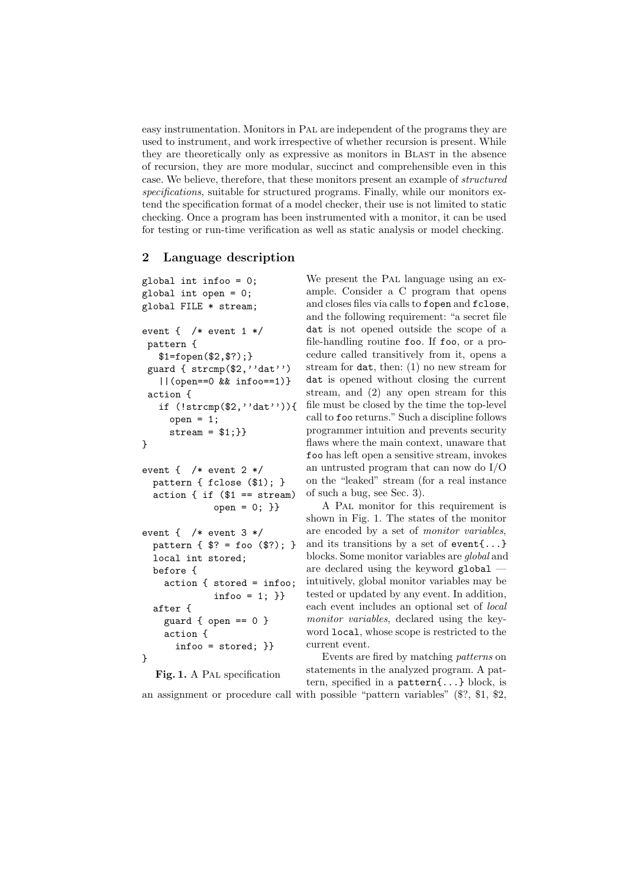easy instrumentation. Monitors in Pal are independent of the programs they are used to instrument, and work irrespective of whether recursion is present. While they are theoretically only as expressive as monitors in Blast in the absence of recursion, they are more modular, succinct and comprehensible even in this case. We believe, therefore, that these monitors present an example of *structured specifications*, suitable for structured programs. Finally, while our monitors extend the specification format of a model checker, their use is not limited to static checking. Once a program has been instrumented with a monitor, it can be used for testing or run-time verification as well as static analysis or model checking.

## 2 Language description

```
global int infoo = 0;
global int open = 0;
global FILE * stream;

event {  /* event 1 */
 pattern {
   $1=fopen($2,$?);}
 guard { strcmp($2,''dat'')
   ||(open==0 && infoo==1)}
 action {
   if (!strcmp($2,''dat'')){
     open = 1;
     stream = $1;}}
}

event {  /* event 2 */
  pattern { fclose ($1); }
  action { if ($1 == stream)
            open = 0; }}

event {  /* event 3 */
  pattern { $? = foo ($?); }
  local int stored;
  before {
    action { stored = infoo;
             infoo = 1; }}
  after {
    guard { open == 0 }
    action {
      infoo = stored; }}
}
```

**Fig. 1.** A Pal specification

We present the Pal language using an example. Consider a C program that opens and closes files via calls to `fopen` and `fclose`, and the following requirement: "a secret file `dat` is not opened outside the scope of a file-handling routine `foo`. If `foo`, or a procedure called transitively from it, opens a stream for `dat`, then: (1) no new stream for `dat` is opened without closing the current stream, and (2) any open stream for this file must be closed by the time the top-level call to `foo` returns." Such a discipline follows programmer intuition and prevents security flaws where the main context, unaware that `foo` has left open a sensitive stream, invokes an untrusted program that can now do I/O on the "leaked" stream (for a real instance of such a bug, see Sec. 3).

A Pal monitor for this requirement is shown in Fig. 1. The states of the monitor are encoded by a set of *monitor variables*, and its transitions by a set of `event{...}` blocks. Some monitor variables are *global* and are declared using the keyword `global` — intuitively, global monitor variables may be tested or updated by any event. In addition, each event includes an optional set of *local monitor variables*, declared using the keyword `local`, whose scope is restricted to the current event.

Events are fired by matching *patterns* on statements in the analyzed program. A pattern, specified in a `pattern{...}` block, is an assignment or procedure call with possible "pattern variables" ($?, $1, $2,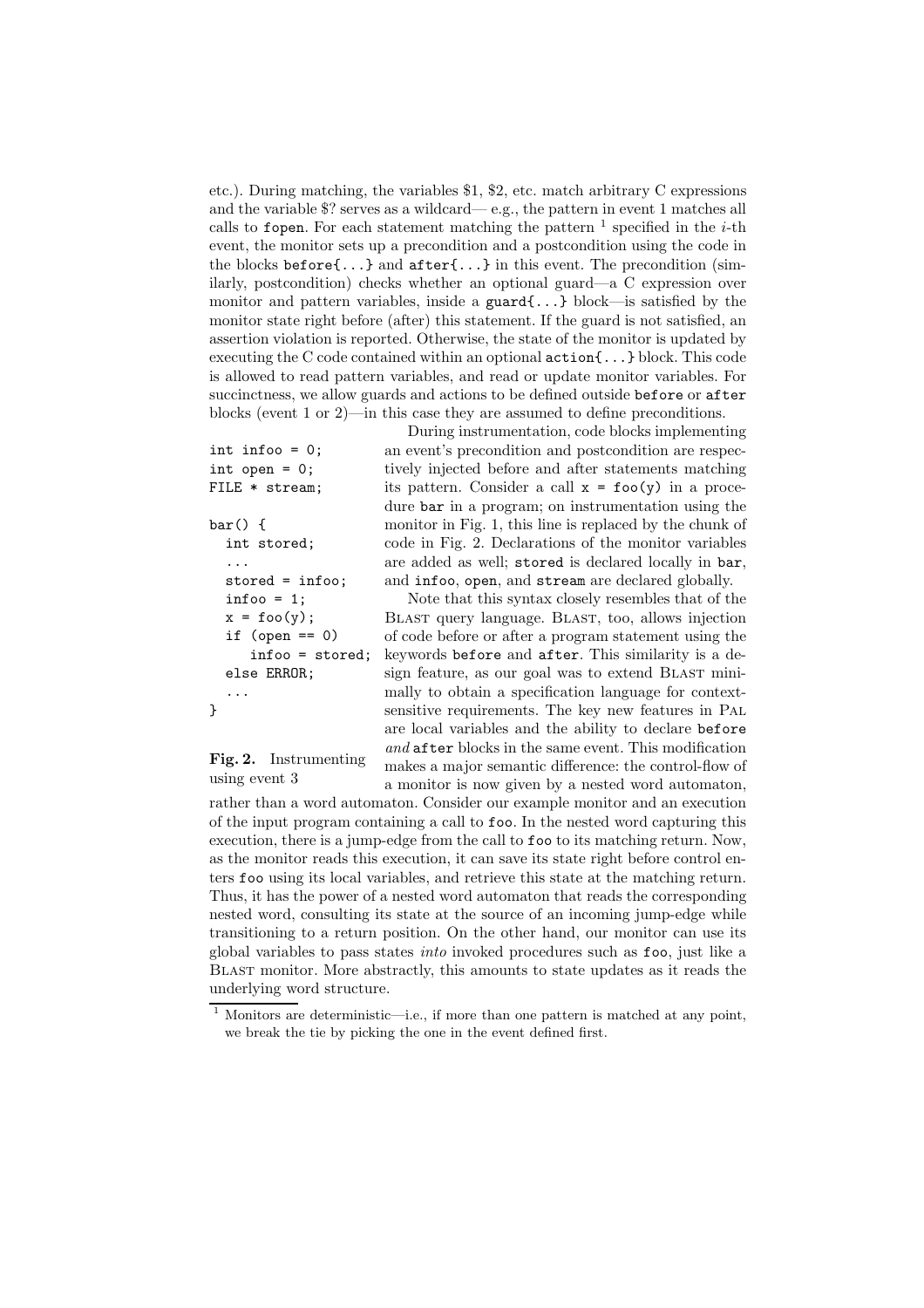etc.). During matching, the variables $1, $2, etc. match arbitrary C expressions and the variable $? serves as a wildcard— e.g., the pattern in event 1 matches all calls to `fopen`. For each statement matching the pattern [1] specified in the $i$-th event, the monitor sets up a precondition and a postcondition using the code in the blocks `before{...}` and `after{...}` in this event. The precondition (similarly, postcondition) checks whether an optional guard—a C expression over monitor and pattern variables, inside a `guard{...}` block—is satisfied by the monitor state right before (after) this statement. If the guard is not satisfied, an assertion violation is reported. Otherwise, the state of the monitor is updated by executing the C code contained within an optional `action{...}` block. This code is allowed to read pattern variables, and read or update monitor variables. For succinctness, we allow guards and actions to be defined outside `before` or `after` blocks (event 1 or 2)—in this case they are assumed to define preconditions.

```
int infoo = 0;
int open = 0;
FILE * stream;

bar() {
  int stored;
  ...
  stored = infoo;
  infoo = 1;
  x = foo(y);
  if (open == 0)
     infoo = stored;
  else ERROR;
  ...
}
```

**Fig. 2.** Instrumenting using event 3

During instrumentation, code blocks implementing an event's precondition and postcondition are respectively injected before and after statements matching its pattern. Consider a call `x = foo(y)` in a procedure `bar` in a program; on instrumentation using the monitor in Fig. 1, this line is replaced by the chunk of code in Fig. 2. Declarations of the monitor variables are added as well; `stored` is declared locally in `bar`, and `infoo`, `open`, and `stream` are declared globally.

Note that this syntax closely resembles that of the BLAST query language. BLAST, too, allows injection of code before or after a program statement using the keywords `before` and `after`. This similarity is a design feature, as our goal was to extend BLAST minimally to obtain a specification language for context-sensitive requirements. The key new features in PAL are local variables and the ability to declare `before` *and* `after` blocks in the same event. This modification makes a major semantic difference: the control-flow of a monitor is now given by a nested word automaton, rather than a word automaton. Consider our example monitor and an execution of the input program containing a call to `foo`. In the nested word capturing this execution, there is a jump-edge from the call to `foo` to its matching return. Now, as the monitor reads this execution, it can save its state right before control enters `foo` using its local variables, and retrieve this state at the matching return. Thus, it has the power of a nested word automaton that reads the corresponding nested word, consulting its state at the source of an incoming jump-edge while transitioning to a return position. On the other hand, our monitor can use its global variables to pass states *into* invoked procedures such as `foo`, just like a BLAST monitor. More abstractly, this amounts to state updates as it reads the underlying word structure.

[1] Monitors are deterministic—i.e., if more than one pattern is matched at any point, we break the tie by picking the one in the event defined first.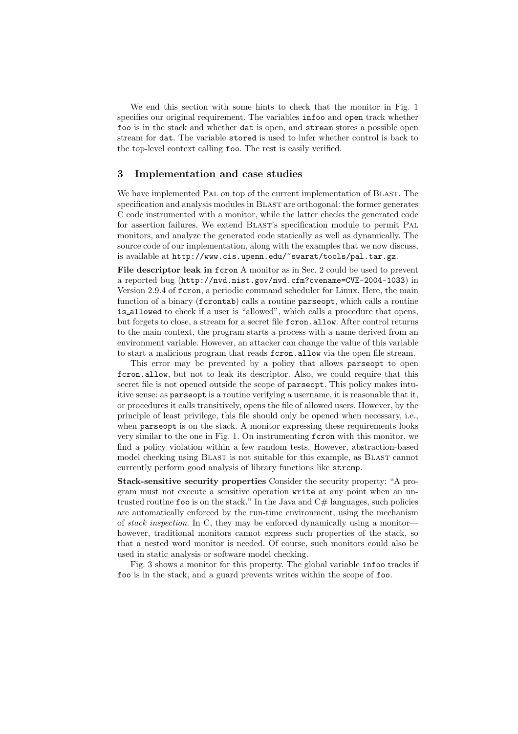We end this section with some hints to check that the monitor in Fig. 1 specifies our original requirement. The variables `infoo` and `open` track whether `foo` is in the stack and whether `dat` is open, and `stream` stores a possible open stream for `dat`. The variable `stored` is used to infer whether control is back to the top-level context calling `foo`. The rest is easily verified.

## 3 Implementation and case studies

We have implemented PAL on top of the current implementation of BLAST. The specification and analysis modules in BLAST are orthogonal: the former generates C code instrumented with a monitor, while the latter checks the generated code for assertion failures. We extend BLAST's specification module to permit PAL monitors, and analyze the generated code statically as well as dynamically. The source code of our implementation, along with the examples that we now discuss, is available at `http://www.cis.upenn.edu/~swarat/tools/pal.tar.gz`.

**File descriptor leak in `fcron`** A monitor as in Sec. 2 could be used to prevent a reported bug (`http://nvd.nist.gov/nvd.cfm?cvename=CVE-2004-1033`) in Version 2.9.4 of `fcron`, a periodic command scheduler for Linux. Here, the main function of a binary (`fcrontab`) calls a routine `parseopt`, which calls a routine `is_allowed` to check if a user is "allowed", which calls a procedure that opens, but forgets to close, a stream for a secret file `fcron.allow`. After control returns to the main context, the program starts a process with a name derived from an environment variable. However, an attacker can change the value of this variable to start a malicious program that reads `fcron.allow` via the open file stream.

This error may be prevented by a policy that allows `parseopt` to open `fcron.allow`, but not to leak its descriptor. Also, we could require that this secret file is not opened outside the scope of `parseopt`. This policy makes intuitive sense: as `parseopt` is a routine verifying a username, it is reasonable that it, or procedures it calls transitively, opens the file of allowed users. However, by the principle of least privilege, this file should only be opened when necessary, i.e., when `parseopt` is on the stack. A monitor expressing these requirements looks very similar to the one in Fig. 1. On instrumenting `fcron` with this monitor, we find a policy violation within a few random tests. However, abstraction-based model checking using BLAST is not suitable for this example, as BLAST cannot currently perform good analysis of library functions like `strcmp`.

**Stack-sensitive security properties** Consider the security property: "A program must not execute a sensitive operation `write` at any point when an untrusted routine `foo` is on the stack." In the Java and C# languages, such policies are automatically enforced by the run-time environment, using the mechanism of *stack inspection*. In C, they may be enforced dynamically using a monitor—however, traditional monitors cannot express such properties of the stack, so that a nested word monitor is needed. Of course, such monitors could also be used in static analysis or software model checking.

Fig. 3 shows a monitor for this property. The global variable `infoo` tracks if `foo` is in the stack, and a guard prevents writes within the scope of `foo`.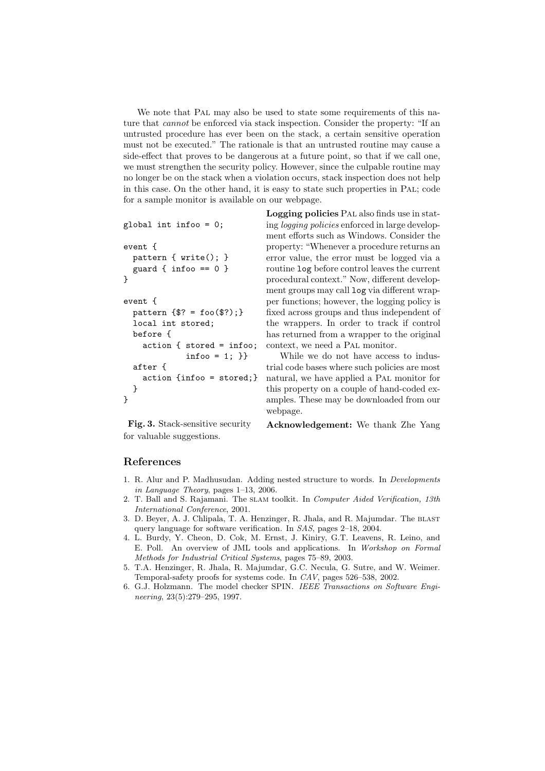We note that Pal may also be used to state some requirements of this nature that *cannot* be enforced via stack inspection. Consider the property: "If an untrusted procedure has ever been on the stack, a certain sensitive operation must not be executed." The rationale is that an untrusted routine may cause a side-effect that proves to be dangerous at a future point, so that if we call one, we must strengthen the security policy. However, since the culpable routine may no longer be on the stack when a violation occurs, stack inspection does not help in this case. On the other hand, it is easy to state such properties in Pal; code for a sample monitor is available on our webpage.

```
global int infoo = 0;

event {
  pattern { write(); }
  guard { infoo == 0 }
}

event {
  pattern {$? = foo($?);}
  local int stored;
  before {
    action { stored = infoo;
             infoo = 1; }}
  after {
    action {infoo = stored;}
  }
}
```

**Fig. 3.** Stack-sensitive security

**Logging policies** Pal also finds use in stating *logging policies* enforced in large development efforts such as Windows. Consider the property: "Whenever a procedure returns an error value, the error must be logged via a routine `log` before control leaves the current procedural context." Now, different development groups may call `log` via different wrapper functions; however, the logging policy is fixed across groups and thus independent of the wrappers. In order to track if control has returned from a wrapper to the original context, we need a Pal monitor.

While we do not have access to industrial code bases where such policies are most natural, we have applied a Pal monitor for this property on a couple of hand-coded examples. These may be downloaded from our webpage.

**Acknowledgement:** We thank Zhe Yang for valuable suggestions.

## References

1. R. Alur and P. Madhusudan. Adding nested structure to words. In *Developments in Language Theory*, pages 1–13, 2006.
2. T. Ball and S. Rajamani. The SLAM toolkit. In *Computer Aided Verification, 13th International Conference*, 2001.
3. D. Beyer, A. J. Chlipala, T. A. Henzinger, R. Jhala, and R. Majumdar. The BLAST query language for software verification. In *SAS*, pages 2–18, 2004.
4. L. Burdy, Y. Cheon, D. Cok, M. Ernst, J. Kiniry, G.T. Leavens, R. Leino, and E. Poll. An overview of JML tools and applications. In *Workshop on Formal Methods for Industrial Critical Systems*, pages 75–89, 2003.
5. T.A. Henzinger, R. Jhala, R. Majumdar, G.C. Necula, G. Sutre, and W. Weimer. Temporal-safety proofs for systems code. In *CAV*, pages 526–538, 2002.
6. G.J. Holzmann. The model checker SPIN. *IEEE Transactions on Software Engineering*, 23(5):279–295, 1997.